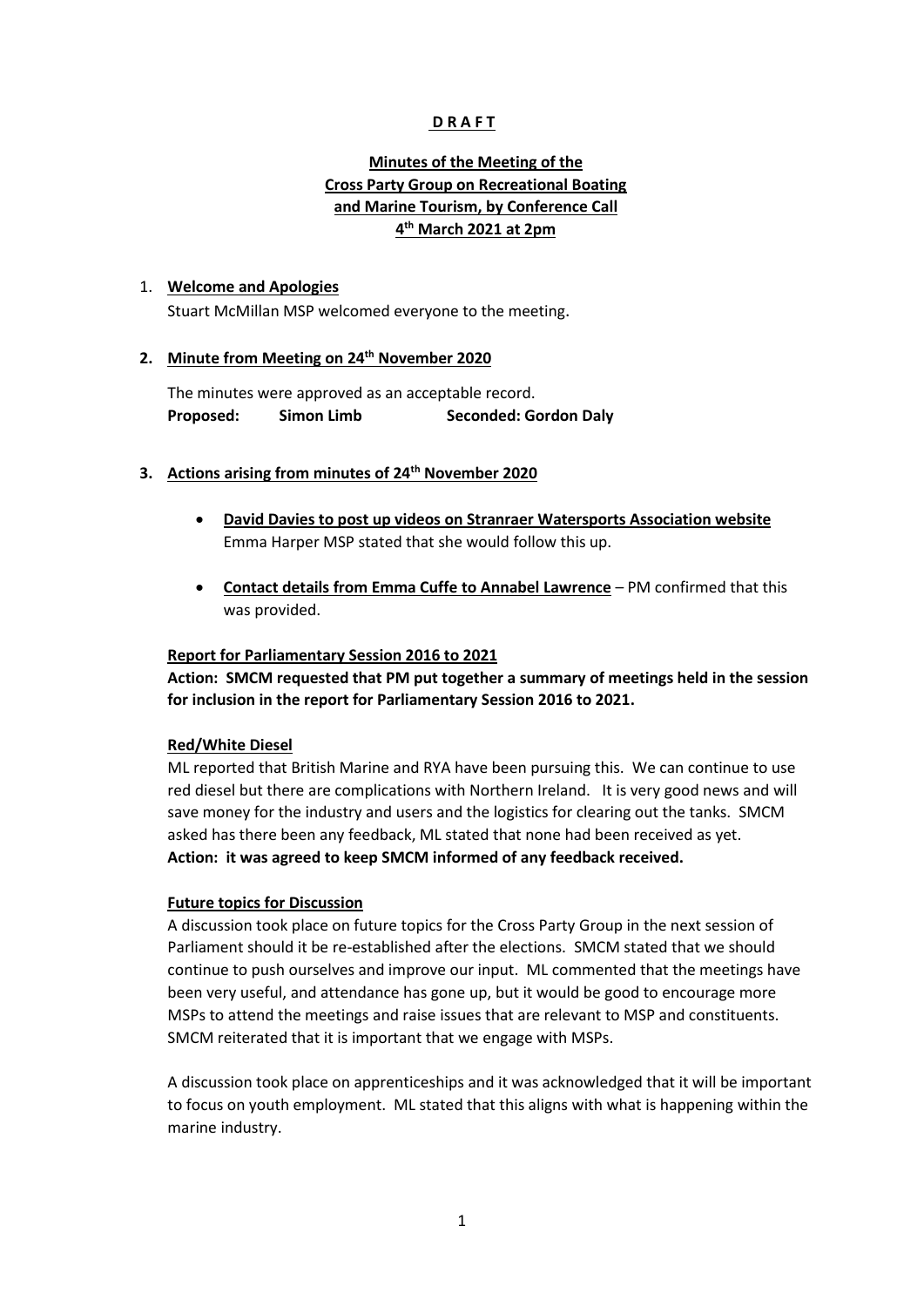**D R A F T**

**Minutes of the Meeting of the Cross Party Group on Recreational Boating and Marine Tourism, by Conference Call 4th March 2021 at 2pm**

1. **Welcome and Apologies**

   Stuart McMillan MSP welcomed everyone to the meeting.

2. **Minute from Meeting on 24th November 2020**

   The minutes were approved as an acceptable record.

   **Proposed: Simon Limb Seconded: Gordon Daly**

3. **Actions arising from minutes of 24th November 2020**

   - **David Davies to post up videos on Stranraer Watersports Association website** Emma Harper MSP stated that she would follow this up.
   - **Contact details from Emma Cuffe to Annabel Lawrence** – PM confirmed that this was provided.

**Report for Parliamentary Session 2016 to 2021**

**Action: SMCM requested that PM put together a summary of meetings held in the session for inclusion in the report for Parliamentary Session 2016 to 2021.**

**Red/White Diesel**

ML reported that British Marine and RYA have been pursuing this. We can continue to use red diesel but there are complications with Northern Ireland. It is very good news and will save money for the industry and users and the logistics for clearing out the tanks. SMCM asked has there been any feedback, ML stated that none had been received as yet.

**Action: it was agreed to keep SMCM informed of any feedback received.**

**Future topics for Discussion**

A discussion took place on future topics for the Cross Party Group in the next session of Parliament should it be re-established after the elections. SMCM stated that we should continue to push ourselves and improve our input. ML commented that the meetings have been very useful, and attendance has gone up, but it would be good to encourage more MSPs to attend the meetings and raise issues that are relevant to MSP and constituents. SMCM reiterated that it is important that we engage with MSPs.

A discussion took place on apprenticeships and it was acknowledged that it will be important to focus on youth employment. ML stated that this aligns with what is happening within the marine industry.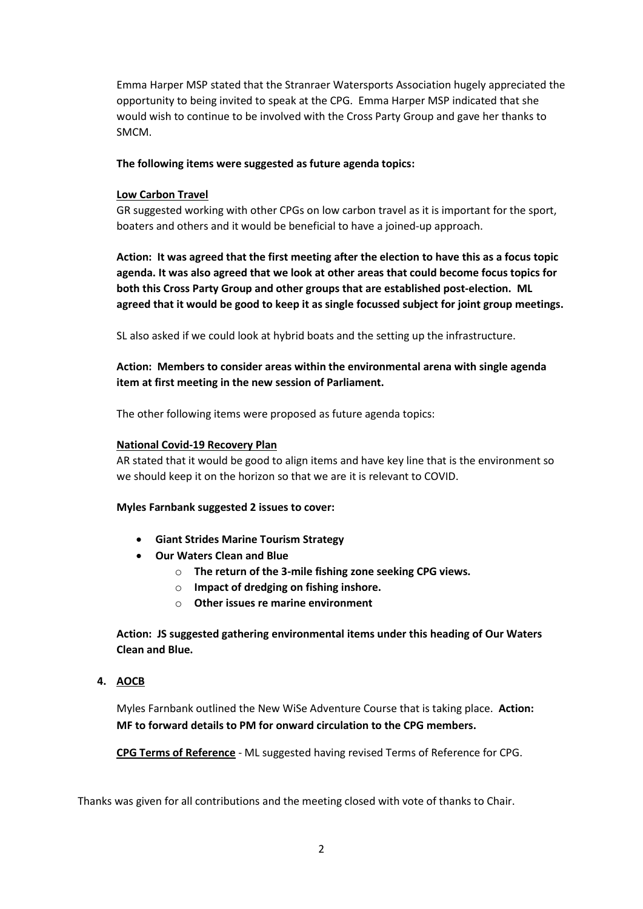Emma Harper MSP stated that the Stranraer Watersports Association hugely appreciated the opportunity to being invited to speak at the CPG. Emma Harper MSP indicated that she would wish to continue to be involved with the Cross Party Group and gave her thanks to SMCM.

**The following items were suggested as future agenda topics:**

**Low Carbon Travel**

GR suggested working with other CPGs on low carbon travel as it is important for the sport, boaters and others and it would be beneficial to have a joined-up approach.

**Action: It was agreed that the first meeting after the election to have this as a focus topic agenda. It was also agreed that we look at other areas that could become focus topics for both this Cross Party Group and other groups that are established post-election. ML agreed that it would be good to keep it as single focussed subject for joint group meetings.**

SL also asked if we could look at hybrid boats and the setting up the infrastructure.

**Action: Members to consider areas within the environmental arena with single agenda item at first meeting in the new session of Parliament.**

The other following items were proposed as future agenda topics:

**National Covid-19 Recovery Plan**

AR stated that it would be good to align items and have key line that is the environment so we should keep it on the horizon so that we are it is relevant to COVID.

**Myles Farnbank suggested 2 issues to cover:**

- **Giant Strides Marine Tourism Strategy**
- **Our Waters Clean and Blue**
  - **The return of the 3-mile fishing zone seeking CPG views.**
  - **Impact of dredging on fishing inshore.**
  - **Other issues re marine environment**

**Action: JS suggested gathering environmental items under this heading of Our Waters Clean and Blue.**

## 4. AOCB

Myles Farnbank outlined the New WiSe Adventure Course that is taking place. **Action: MF to forward details to PM for onward circulation to the CPG members.**

**CPG Terms of Reference** - ML suggested having revised Terms of Reference for CPG.

Thanks was given for all contributions and the meeting closed with vote of thanks to Chair.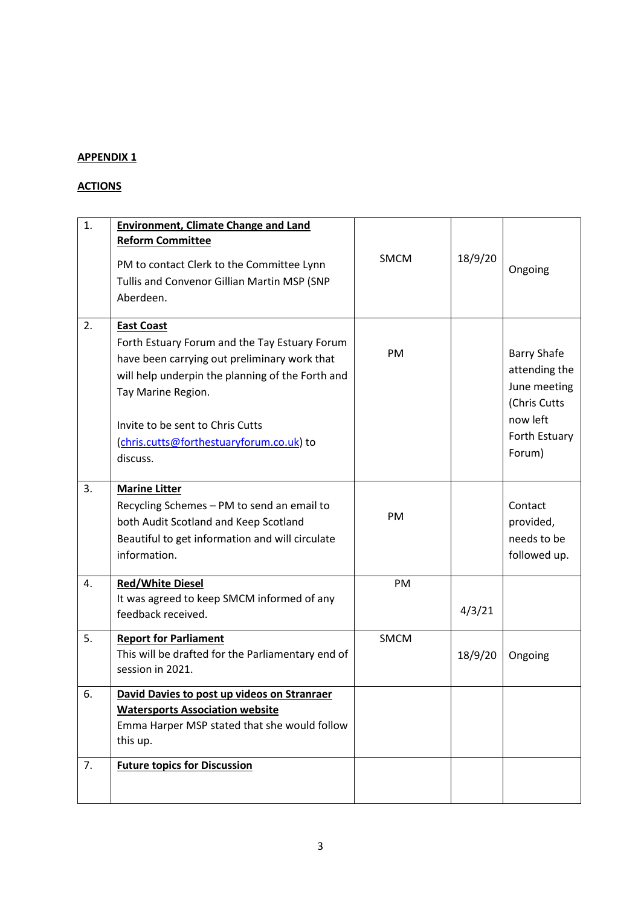**APPENDIX 1**

**ACTIONS**

| | | | | |
|---|---|---|---|---|
| 1. | **Environment, Climate Change and Land Reform Committee**<br>PM to contact Clerk to the Committee Lynn Tullis and Convenor Gillian Martin MSP (SNP Aberdeen. | SMCM | 18/9/20 | Ongoing |
| 2. | **East Coast**<br>Forth Estuary Forum and the Tay Estuary Forum have been carrying out preliminary work that will help underpin the planning of the Forth and Tay Marine Region.<br><br>Invite to be sent to Chris Cutts (chris.cutts@forthestuaryforum.co.uk) to discuss. | PM | | Barry Shafe attending the June meeting (Chris Cutts now left Forth Estuary Forum) |
| 3. | **Marine Litter**<br>Recycling Schemes – PM to send an email to both Audit Scotland and Keep Scotland Beautiful to get information and will circulate information. | PM | | Contact provided, needs to be followed up. |
| 4. | **Red/White Diesel**<br>It was agreed to keep SMCM informed of any feedback received. | PM | 4/3/21 | |
| 5. | **Report for Parliament**<br>This will be drafted for the Parliamentary end of session in 2021. | SMCM | 18/9/20 | Ongoing |
| 6. | **David Davies to post up videos on Stranraer Watersports Association website**<br>Emma Harper MSP stated that she would follow this up. | | | |
| 7. | **Future topics for Discussion** | | | |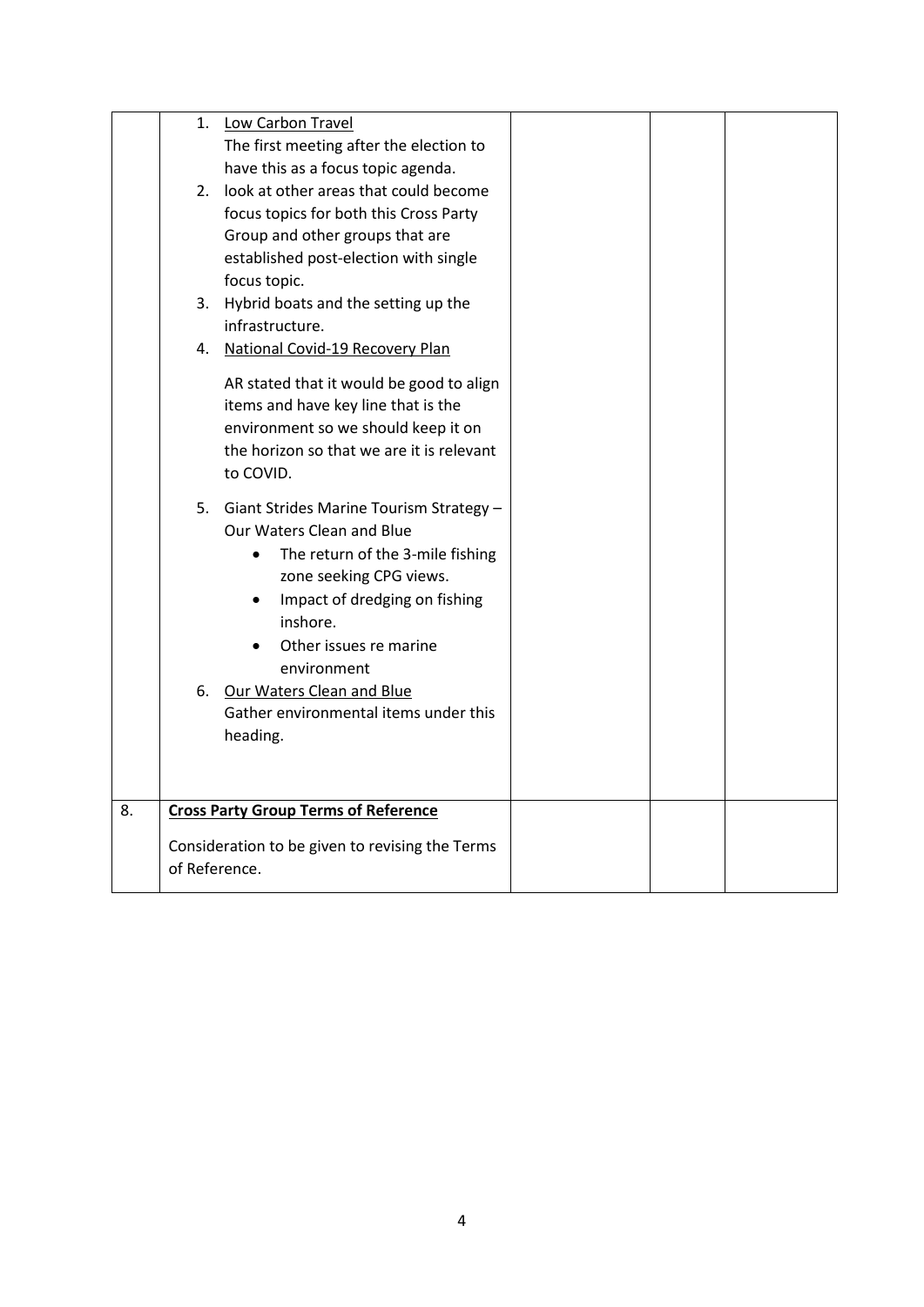| | | | | |
|---|---|---|---|---|
| | 1. <u>Low Carbon Travel</u><br>The first meeting after the election to have this as a focus topic agenda.<br>2. look at other areas that could become focus topics for both this Cross Party Group and other groups that are established post-election with single focus topic.<br>3. Hybrid boats and the setting up the infrastructure.<br>4. <u>National Covid-19 Recovery Plan</u><br><br>AR stated that it would be good to align items and have key line that is the environment so we should keep it on the horizon so that we are it is relevant to COVID.<br><br>5. Giant Strides Marine Tourism Strategy – Our Waters Clean and Blue<br>• The return of the 3-mile fishing zone seeking CPG views.<br>• Impact of dredging on fishing inshore.<br>• Other issues re marine environment<br>6. <u>Our Waters Clean and Blue</u><br>Gather environmental items under this heading. | | | |
| 8. | **<u>Cross Party Group Terms of Reference</u>**<br><br>Consideration to be given to revising the Terms of Reference. | | | |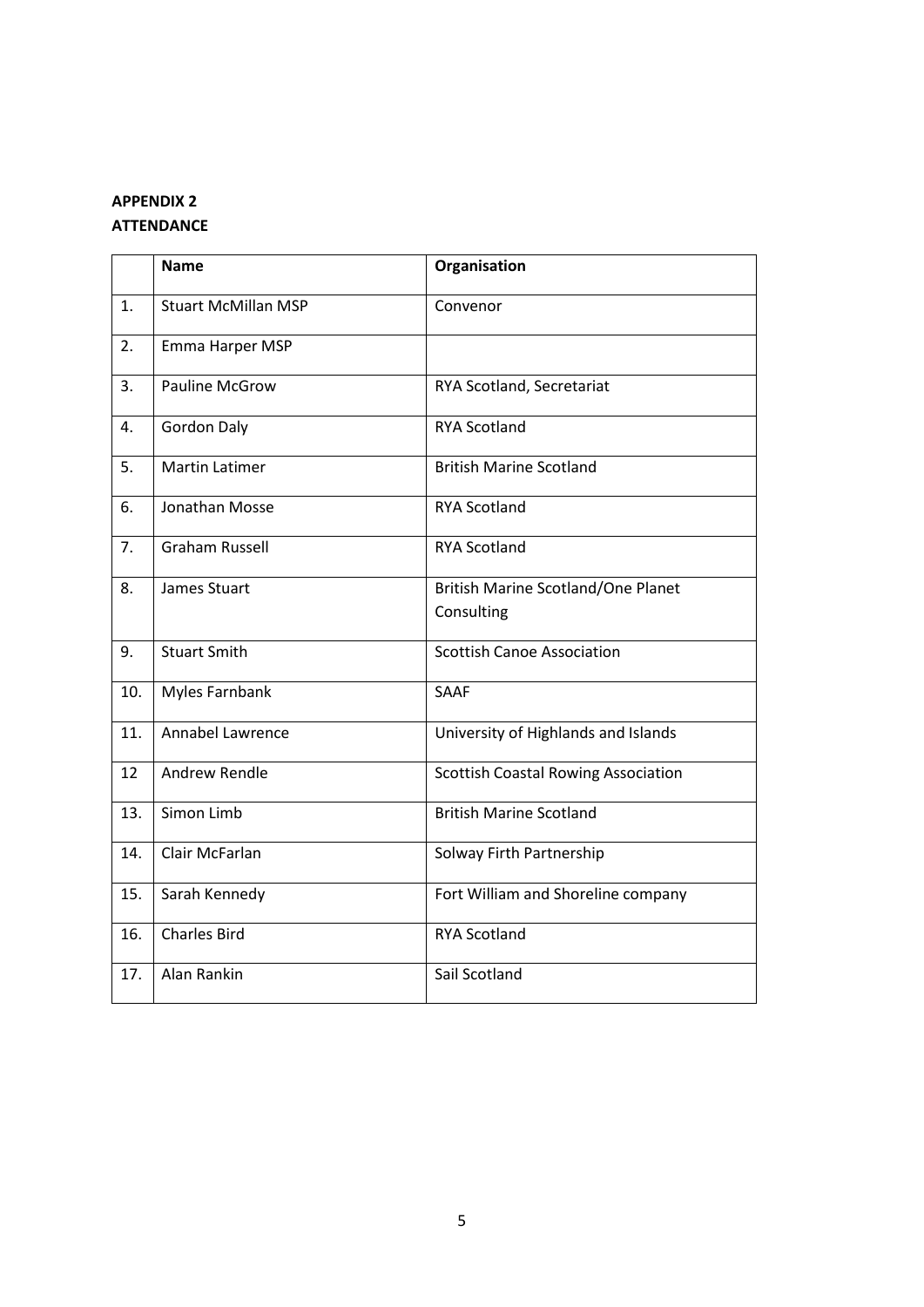**APPENDIX 2**
**ATTENDANCE**

| | Name | Organisation |
|---|---|---|
| 1. | Stuart McMillan MSP | Convenor |
| 2. | Emma Harper MSP | |
| 3. | Pauline McGrow | RYA Scotland, Secretariat |
| 4. | Gordon Daly | RYA Scotland |
| 5. | Martin Latimer | British Marine Scotland |
| 6. | Jonathan Mosse | RYA Scotland |
| 7. | Graham Russell | RYA Scotland |
| 8. | James Stuart | British Marine Scotland/One Planet Consulting |
| 9. | Stuart Smith | Scottish Canoe Association |
| 10. | Myles Farnbank | SAAF |
| 11. | Annabel Lawrence | University of Highlands and Islands |
| 12 | Andrew Rendle | Scottish Coastal Rowing Association |
| 13. | Simon Limb | British Marine Scotland |
| 14. | Clair McFarlan | Solway Firth Partnership |
| 15. | Sarah Kennedy | Fort William and Shoreline company |
| 16. | Charles Bird | RYA Scotland |
| 17. | Alan Rankin | Sail Scotland |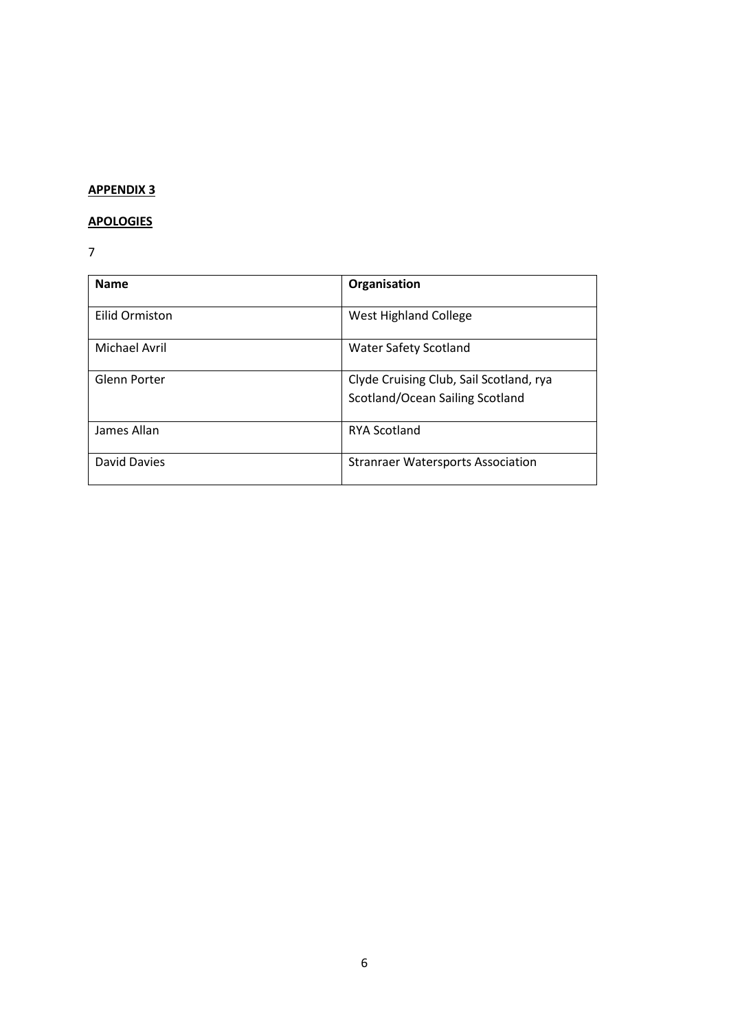**APPENDIX 3**

**APOLOGIES**

7

| Name | Organisation |
|---|---|
| Eilid Ormiston | West Highland College |
| Michael Avril | Water Safety Scotland |
| Glenn Porter | Clyde Cruising Club, Sail Scotland, rya Scotland/Ocean Sailing Scotland |
| James Allan | RYA Scotland |
| David Davies | Stranraer Watersports Association |